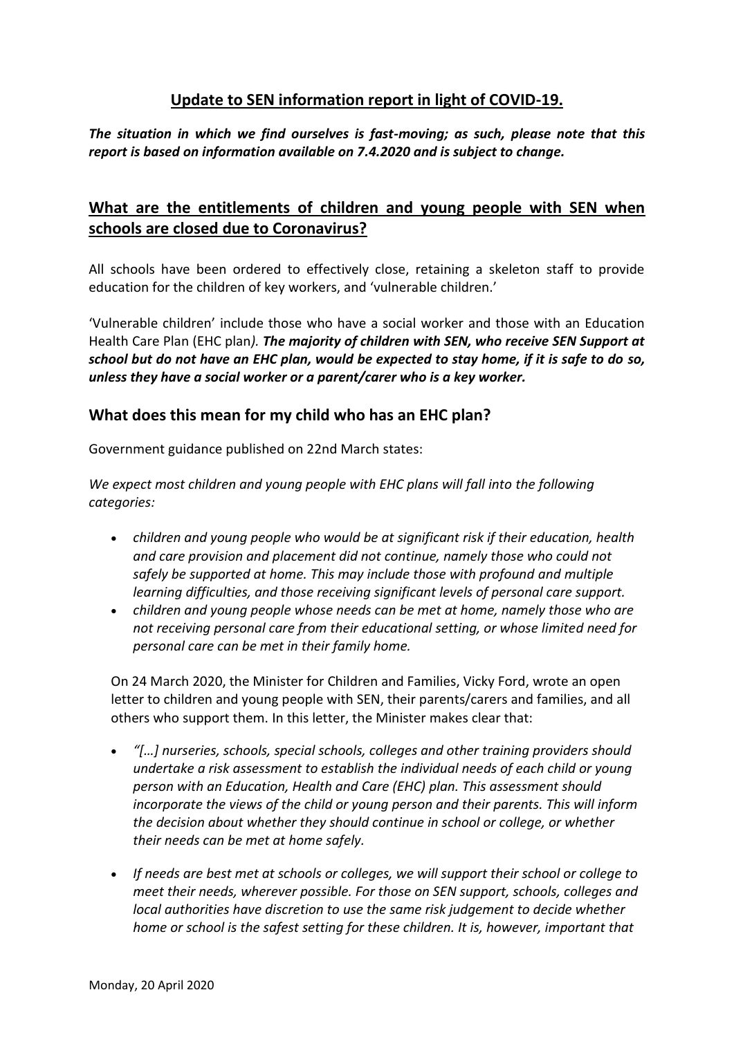# Update to SEN information report in light of COVID-19.

***The situation in which we find ourselves is fast-moving; as such, please note that this report is based on information available on 7.4.2020 and is subject to change.***

## What are the entitlements of children and young people with SEN when schools are closed due to Coronavirus?

All schools have been ordered to effectively close, retaining a skeleton staff to provide education for the children of key workers, and 'vulnerable children.'

'Vulnerable children' include those who have a social worker and those with an Education Health Care Plan (EHC plan*).* ***The majority of children with SEN, who receive SEN Support at school but do not have an EHC plan, would be expected to stay home, if it is safe to do so, unless they have a social worker or a parent/carer who is a key worker.***

### What does this mean for my child who has an EHC plan?

Government guidance published on 22nd March states:

*We expect most children and young people with EHC plans will fall into the following categories:*

- *children and young people who would be at significant risk if their education, health and care provision and placement did not continue, namely those who could not safely be supported at home. This may include those with profound and multiple learning difficulties, and those receiving significant levels of personal care support.*
- *children and young people whose needs can be met at home, namely those who are not receiving personal care from their educational setting, or whose limited need for personal care can be met in their family home.*

On 24 March 2020, the Minister for Children and Families, Vicky Ford, wrote an open letter to children and young people with SEN, their parents/carers and families, and all others who support them. In this letter, the Minister makes clear that:

- *"[…] nurseries, schools, special schools, colleges and other training providers should undertake a risk assessment to establish the individual needs of each child or young person with an Education, Health and Care (EHC) plan. This assessment should incorporate the views of the child or young person and their parents. This will inform the decision about whether they should continue in school or college, or whether their needs can be met at home safely.*
- *If needs are best met at schools or colleges, we will support their school or college to meet their needs, wherever possible. For those on SEN support, schools, colleges and local authorities have discretion to use the same risk judgement to decide whether home or school is the safest setting for these children. It is, however, important that*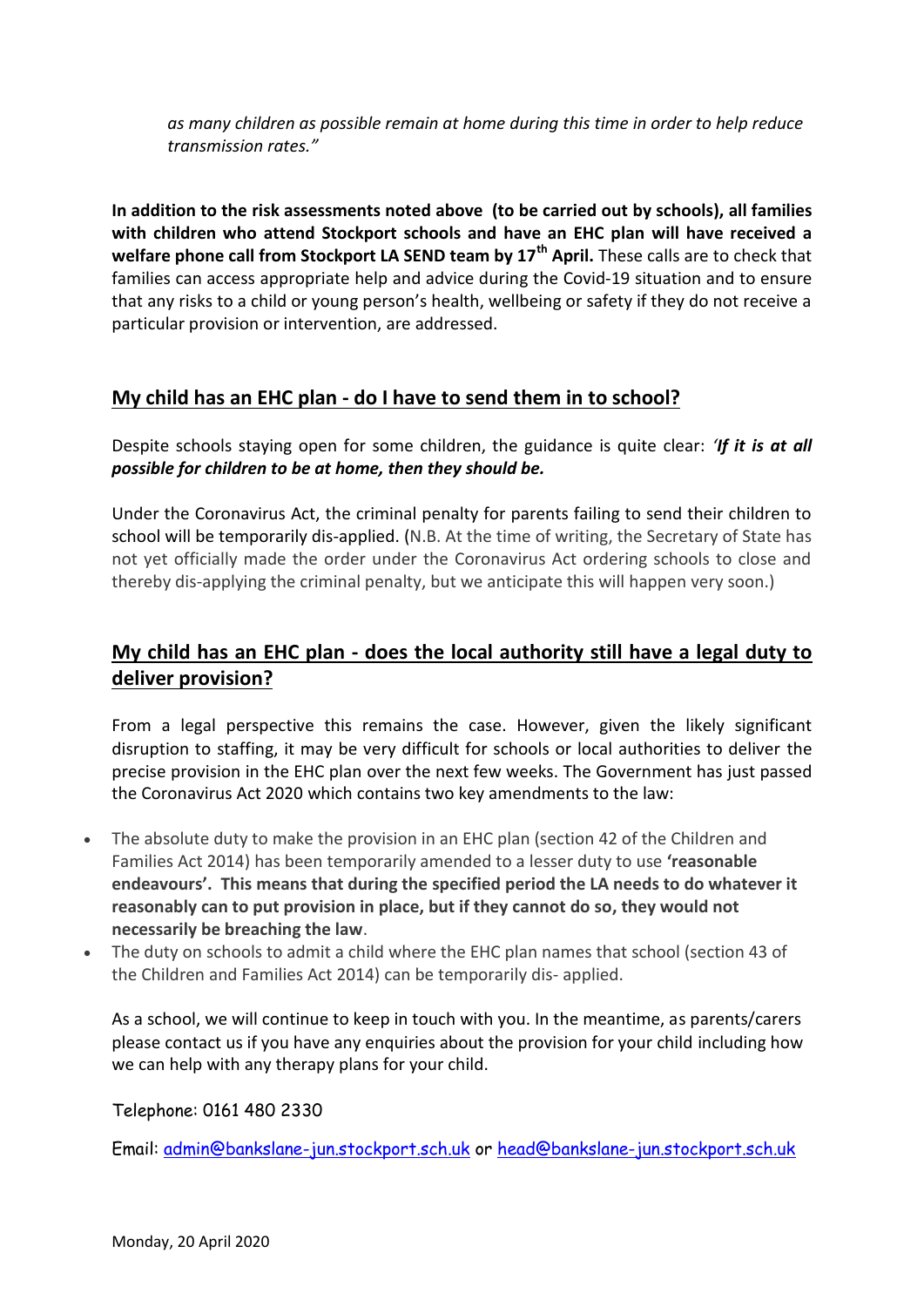*as many children as possible remain at home during this time in order to help reduce transmission rates."*

**In addition to the risk assessments noted above (to be carried out by schools), all families with children who attend Stockport schools and have an EHC plan will have received a welfare phone call from Stockport LA SEND team by 17th April.** These calls are to check that families can access appropriate help and advice during the Covid-19 situation and to ensure that any risks to a child or young person's health, wellbeing or safety if they do not receive a particular provision or intervention, are addressed.

## My child has an EHC plan - do I have to send them in to school?

Despite schools staying open for some children, the guidance is quite clear: *'**If it is at all possible for children to be at home, then they should be.***

Under the Coronavirus Act, the criminal penalty for parents failing to send their children to school will be temporarily dis-applied. (N.B. At the time of writing, the Secretary of State has not yet officially made the order under the Coronavirus Act ordering schools to close and thereby dis-applying the criminal penalty, but we anticipate this will happen very soon.)

## My child has an EHC plan - does the local authority still have a legal duty to deliver provision?

From a legal perspective this remains the case. However, given the likely significant disruption to staffing, it may be very difficult for schools or local authorities to deliver the precise provision in the EHC plan over the next few weeks. The Government has just passed the Coronavirus Act 2020 which contains two key amendments to the law:

- The absolute duty to make the provision in an EHC plan (section 42 of the Children and Families Act 2014) has been temporarily amended to a lesser duty to use **'reasonable endeavours'. This means that during the specified period the LA needs to do whatever it reasonably can to put provision in place, but if they cannot do so, they would not necessarily be breaching the law**.
- The duty on schools to admit a child where the EHC plan names that school (section 43 of the Children and Families Act 2014) can be temporarily dis- applied.

As a school, we will continue to keep in touch with you. In the meantime, as parents/carers please contact us if you have any enquiries about the provision for your child including how we can help with any therapy plans for your child.

Telephone: 0161 480 2330

Email: admin@bankslane-jun.stockport.sch.uk or head@bankslane-jun.stockport.sch.uk

Monday, 20 April 2020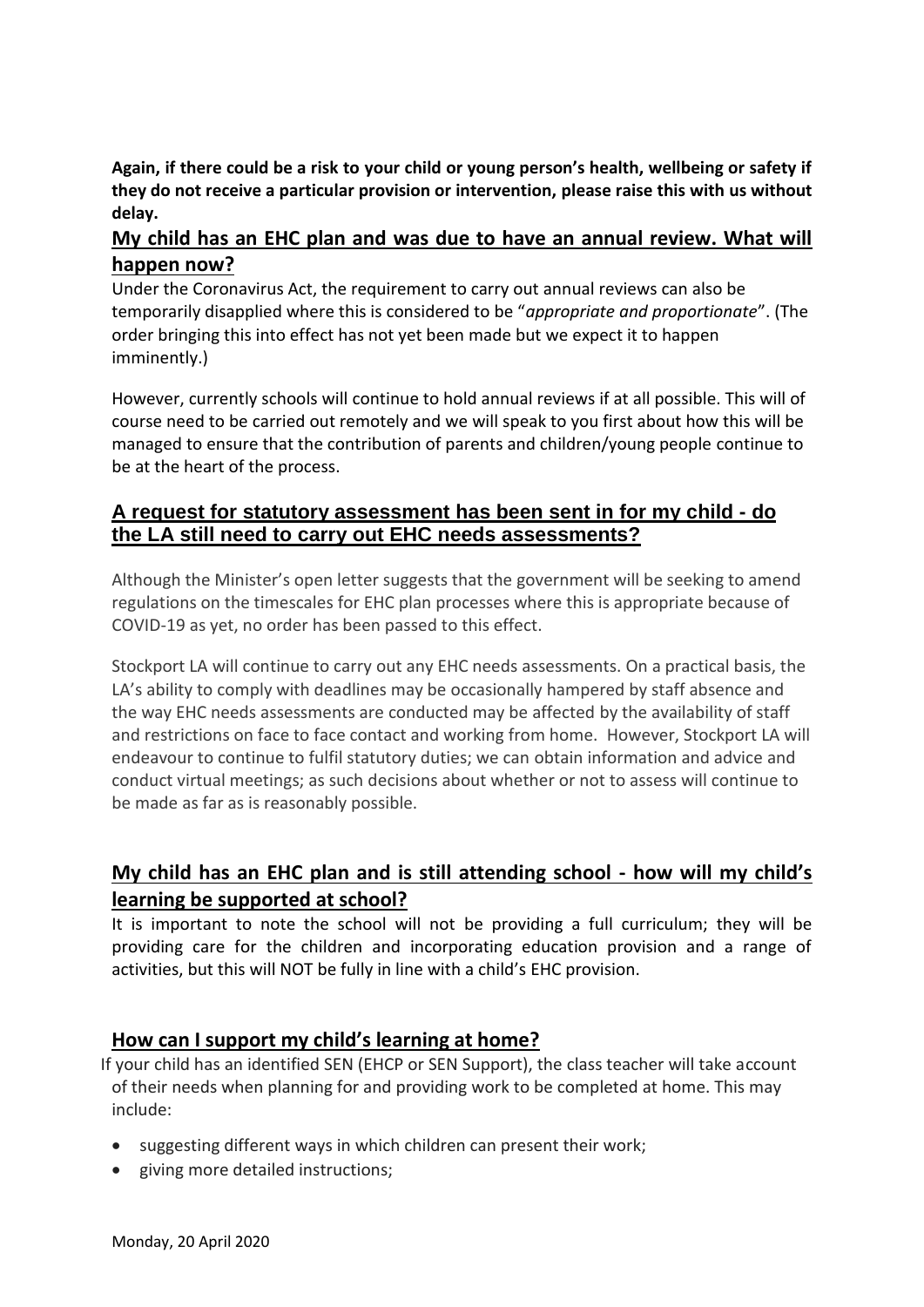**Again, if there could be a risk to your child or young person's health, wellbeing or safety if they do not receive a particular provision or intervention, please raise this with us without delay.**

## My child has an EHC plan and was due to have an annual review. What will happen now?

Under the Coronavirus Act, the requirement to carry out annual reviews can also be temporarily disapplied where this is considered to be "*appropriate and proportionate*". (The order bringing this into effect has not yet been made but we expect it to happen imminently.)

However, currently schools will continue to hold annual reviews if at all possible. This will of course need to be carried out remotely and we will speak to you first about how this will be managed to ensure that the contribution of parents and children/young people continue to be at the heart of the process.

## A request for statutory assessment has been sent in for my child - do the LA still need to carry out EHC needs assessments?

Although the Minister's open letter suggests that the government will be seeking to amend regulations on the timescales for EHC plan processes where this is appropriate because of COVID-19 as yet, no order has been passed to this effect.

Stockport LA will continue to carry out any EHC needs assessments. On a practical basis, the LA's ability to comply with deadlines may be occasionally hampered by staff absence and the way EHC needs assessments are conducted may be affected by the availability of staff and restrictions on face to face contact and working from home. However, Stockport LA will endeavour to continue to fulfil statutory duties; we can obtain information and advice and conduct virtual meetings; as such decisions about whether or not to assess will continue to be made as far as is reasonably possible.

## My child has an EHC plan and is still attending school - how will my child's learning be supported at school?

It is important to note the school will not be providing a full curriculum; they will be providing care for the children and incorporating education provision and a range of activities, but this will NOT be fully in line with a child's EHC provision.

## How can I support my child's learning at home?

If your child has an identified SEN (EHCP or SEN Support), the class teacher will take account of their needs when planning for and providing work to be completed at home. This may include:

- suggesting different ways in which children can present their work;
- giving more detailed instructions;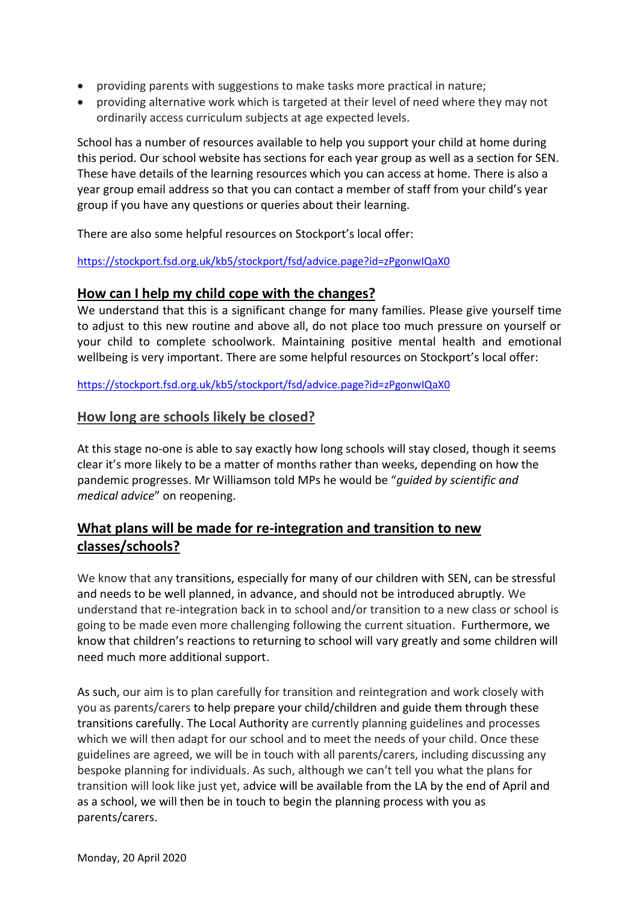- providing parents with suggestions to make tasks more practical in nature;
- providing alternative work which is targeted at their level of need where they may not ordinarily access curriculum subjects at age expected levels.

School has a number of resources available to help you support your child at home during this period. Our school website has sections for each year group as well as a section for SEN. These have details of the learning resources which you can access at home. There is also a year group email address so that you can contact a member of staff from your child's year group if you have any questions or queries about their learning.

There are also some helpful resources on Stockport's local offer:

https://stockport.fsd.org.uk/kb5/stockport/fsd/advice.page?id=zPgonwIQaX0

## How can I help my child cope with the changes?

We understand that this is a significant change for many families. Please give yourself time to adjust to this new routine and above all, do not place too much pressure on yourself or your child to complete schoolwork. Maintaining positive mental health and emotional wellbeing is very important. There are some helpful resources on Stockport's local offer:

https://stockport.fsd.org.uk/kb5/stockport/fsd/advice.page?id=zPgonwIQaX0

## How long are schools likely be closed?

At this stage no-one is able to say exactly how long schools will stay closed, though it seems clear it's more likely to be a matter of months rather than weeks, depending on how the pandemic progresses. Mr Williamson told MPs he would be "*guided by scientific and medical advice*" on reopening.

## What plans will be made for re-integration and transition to new classes/schools?

We know that any transitions, especially for many of our children with SEN, can be stressful and needs to be well planned, in advance, and should not be introduced abruptly. We understand that re-integration back in to school and/or transition to a new class or school is going to be made even more challenging following the current situation. Furthermore, we know that children's reactions to returning to school will vary greatly and some children will need much more additional support.

As such, our aim is to plan carefully for transition and reintegration and work closely with you as parents/carers to help prepare your child/children and guide them through these transitions carefully. The Local Authority are currently planning guidelines and processes which we will then adapt for our school and to meet the needs of your child. Once these guidelines are agreed, we will be in touch with all parents/carers, including discussing any bespoke planning for individuals. As such, although we can't tell you what the plans for transition will look like just yet, advice will be available from the LA by the end of April and as a school, we will then be in touch to begin the planning process with you as parents/carers.

Monday, 20 April 2020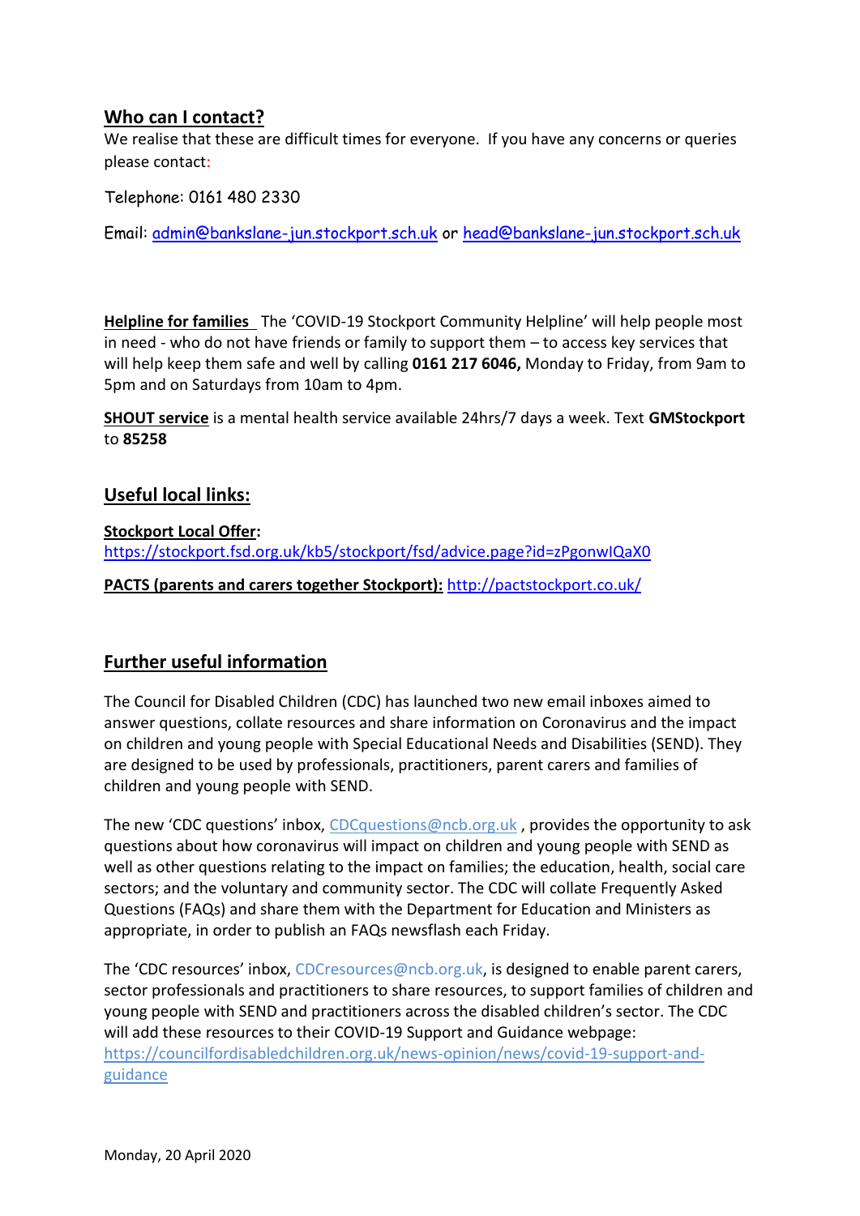## Who can I contact?

We realise that these are difficult times for everyone. If you have any concerns or queries please contact:

Telephone: 0161 480 2330

Email: admin@bankslane-jun.stockport.sch.uk or head@bankslane-jun.stockport.sch.uk

**Helpline for families** The 'COVID-19 Stockport Community Helpline' will help people most in need - who do not have friends or family to support them – to access key services that will help keep them safe and well by calling **0161 217 6046,** Monday to Friday, from 9am to 5pm and on Saturdays from 10am to 4pm.

**SHOUT service** is a mental health service available 24hrs/7 days a week. Text **GMStockport** to **85258**

## Useful local links:

**Stockport Local Offer:**
https://stockport.fsd.org.uk/kb5/stockport/fsd/advice.page?id=zPgonwlQaX0

**PACTS (parents and carers together Stockport):** http://pactstockport.co.uk/

## Further useful information

The Council for Disabled Children (CDC) has launched two new email inboxes aimed to answer questions, collate resources and share information on Coronavirus and the impact on children and young people with Special Educational Needs and Disabilities (SEND). They are designed to be used by professionals, practitioners, parent carers and families of children and young people with SEND.

The new 'CDC questions' inbox, CDCquestions@ncb.org.uk , provides the opportunity to ask questions about how coronavirus will impact on children and young people with SEND as well as other questions relating to the impact on families; the education, health, social care sectors; and the voluntary and community sector. The CDC will collate Frequently Asked Questions (FAQs) and share them with the Department for Education and Ministers as appropriate, in order to publish an FAQs newsflash each Friday.

The 'CDC resources' inbox, CDCresources@ncb.org.uk, is designed to enable parent carers, sector professionals and practitioners to share resources, to support families of children and young people with SEND and practitioners across the disabled children's sector. The CDC will add these resources to their COVID-19 Support and Guidance webpage: https://councilfordisabledchildren.org.uk/news-opinion/news/covid-19-support-and-guidance

Monday, 20 April 2020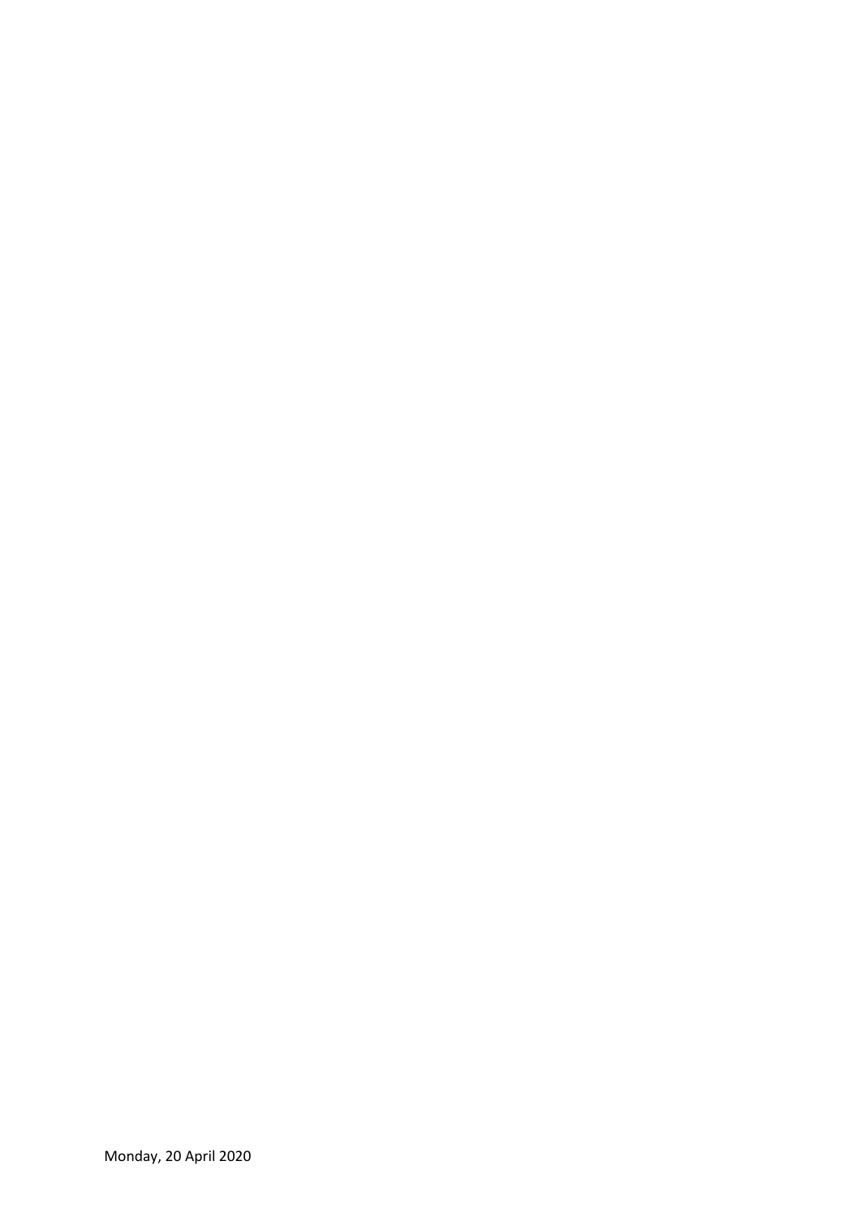Monday, 20 April 2020